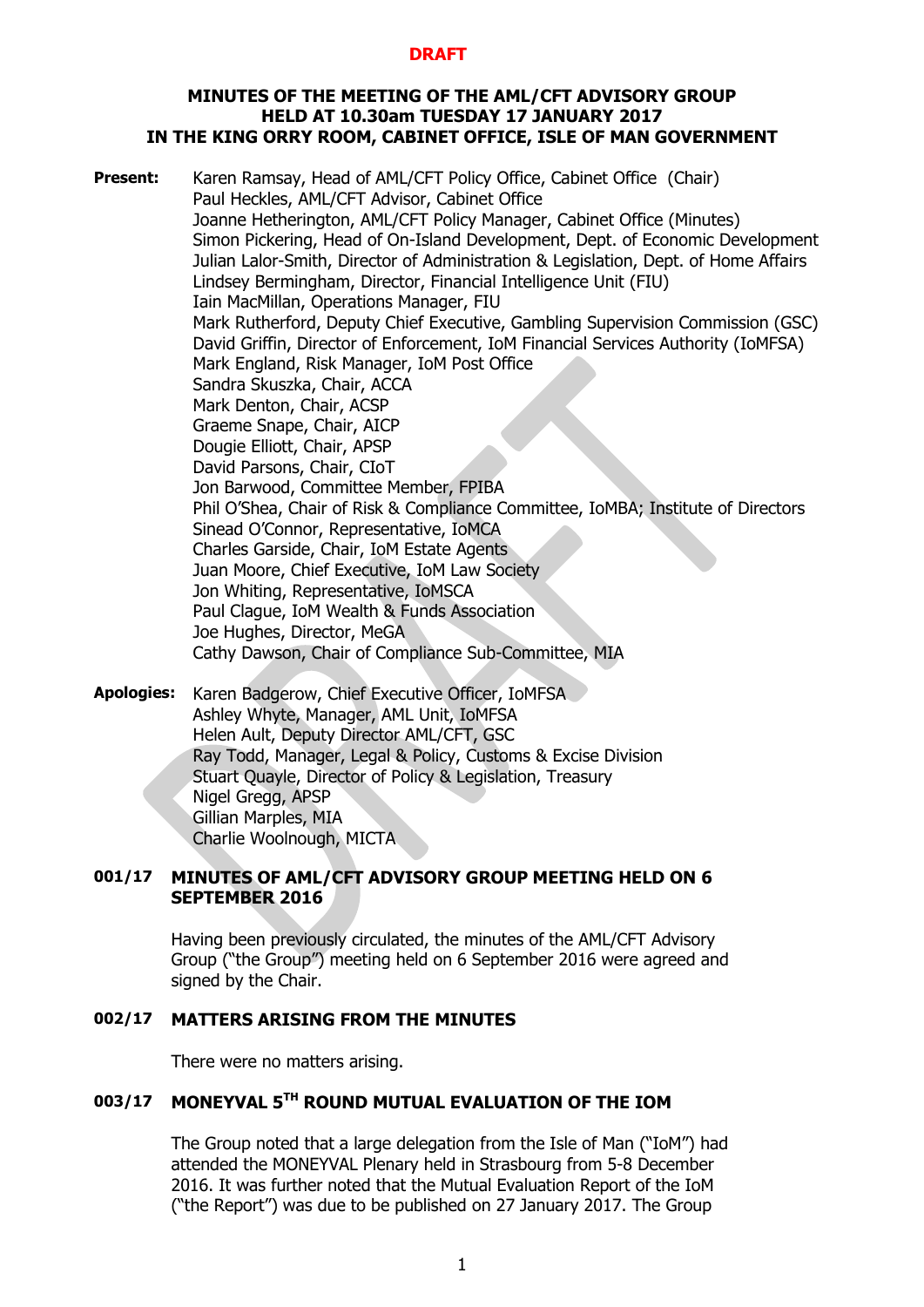**DRAFT**

# MINUTES OF THE MEETING OF THE AML/CFT ADVISORY GROUP HELD AT 10.30am TUESDAY 17 JANUARY 2017 IN THE KING ORRY ROOM, CABINET OFFICE, ISLE OF MAN GOVERNMENT

**Present:**

Karen Ramsay, Head of AML/CFT Policy Office, Cabinet Office (Chair)
Paul Heckles, AML/CFT Advisor, Cabinet Office
Joanne Hetherington, AML/CFT Policy Manager, Cabinet Office (Minutes)
Simon Pickering, Head of On-Island Development, Dept. of Economic Development
Julian Lalor-Smith, Director of Administration & Legislation, Dept. of Home Affairs
Lindsey Bermingham, Director, Financial Intelligence Unit (FIU)
Iain MacMillan, Operations Manager, FIU
Mark Rutherford, Deputy Chief Executive, Gambling Supervision Commission (GSC)
David Griffin, Director of Enforcement, IoM Financial Services Authority (IoMFSA)
Mark England, Risk Manager, IoM Post Office
Sandra Skuszka, Chair, ACCA
Mark Denton, Chair, ACSP
Graeme Snape, Chair, AICP
Dougie Elliott, Chair, APSP
David Parsons, Chair, CIoT
Jon Barwood, Committee Member, FPIBA
Phil O'Shea, Chair of Risk & Compliance Committee, IoMBA; Institute of Directors
Sinead O'Connor, Representative, IoMCA
Charles Garside, Chair, IoM Estate Agents
Juan Moore, Chief Executive, IoM Law Society
Jon Whiting, Representative, IoMSCA
Paul Clague, IoM Wealth & Funds Association
Joe Hughes, Director, MeGA
Cathy Dawson, Chair of Compliance Sub-Committee, MIA

**Apologies:**

Karen Badgerow, Chief Executive Officer, IoMFSA
Ashley Whyte, Manager, AML Unit, IoMFSA
Helen Ault, Deputy Director AML/CFT, GSC
Ray Todd, Manager, Legal & Policy, Customs & Excise Division
Stuart Quayle, Director of Policy & Legislation, Treasury
Nigel Gregg, APSP
Gillian Marples, MIA
Charlie Woolnough, MICTA

## 001/17 MINUTES OF AML/CFT ADVISORY GROUP MEETING HELD ON 6 SEPTEMBER 2016

Having been previously circulated, the minutes of the AML/CFT Advisory Group ("the Group") meeting held on 6 September 2016 were agreed and signed by the Chair.

## 002/17 MATTERS ARISING FROM THE MINUTES

There were no matters arising.

## 003/17 MONEYVAL 5$^{TH}$ ROUND MUTUAL EVALUATION OF THE IOM

The Group noted that a large delegation from the Isle of Man ("IoM") had attended the MONEYVAL Plenary held in Strasbourg from 5-8 December 2016. It was further noted that the Mutual Evaluation Report of the IoM ("the Report") was due to be published on 27 January 2017. The Group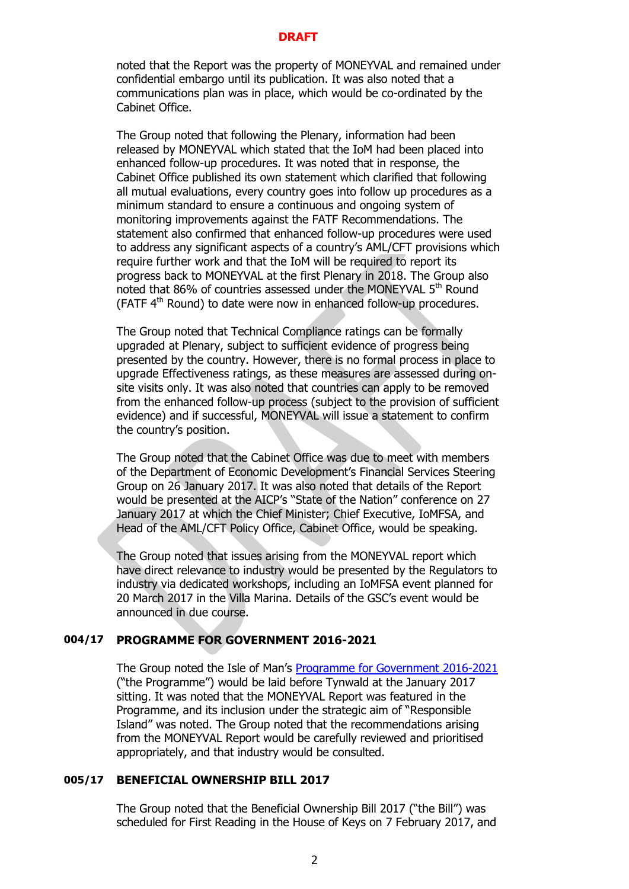noted that the Report was the property of MONEYVAL and remained under confidential embargo until its publication. It was also noted that a communications plan was in place, which would be co-ordinated by the Cabinet Office.

The Group noted that following the Plenary, information had been released by MONEYVAL which stated that the IoM had been placed into enhanced follow-up procedures. It was noted that in response, the Cabinet Office published its own statement which clarified that following all mutual evaluations, every country goes into follow up procedures as a minimum standard to ensure a continuous and ongoing system of monitoring improvements against the FATF Recommendations. The statement also confirmed that enhanced follow-up procedures were used to address any significant aspects of a country's AML/CFT provisions which require further work and that the IoM will be required to report its progress back to MONEYVAL at the first Plenary in 2018. The Group also noted that 86% of countries assessed under the MONEYVAL 5th Round (FATF 4th Round) to date were now in enhanced follow-up procedures.

The Group noted that Technical Compliance ratings can be formally upgraded at Plenary, subject to sufficient evidence of progress being presented by the country. However, there is no formal process in place to upgrade Effectiveness ratings, as these measures are assessed during on-site visits only. It was also noted that countries can apply to be removed from the enhanced follow-up process (subject to the provision of sufficient evidence) and if successful, MONEYVAL will issue a statement to confirm the country's position.

The Group noted that the Cabinet Office was due to meet with members of the Department of Economic Development's Financial Services Steering Group on 26 January 2017. It was also noted that details of the Report would be presented at the AICP's "State of the Nation" conference on 27 January 2017 at which the Chief Minister; Chief Executive, IoMFSA, and Head of the AML/CFT Policy Office, Cabinet Office, would be speaking.

The Group noted that issues arising from the MONEYVAL report which have direct relevance to industry would be presented by the Regulators to industry via dedicated workshops, including an IoMFSA event planned for 20 March 2017 in the Villa Marina. Details of the GSC's event would be announced in due course.

## 004/17 PROGRAMME FOR GOVERNMENT 2016-2021

The Group noted the Isle of Man's Programme for Government 2016-2021 ("the Programme") would be laid before Tynwald at the January 2017 sitting. It was noted that the MONEYVAL Report was featured in the Programme, and its inclusion under the strategic aim of "Responsible Island" was noted. The Group noted that the recommendations arising from the MONEYVAL Report would be carefully reviewed and prioritised appropriately, and that industry would be consulted.

## 005/17 BENEFICIAL OWNERSHIP BILL 2017

The Group noted that the Beneficial Ownership Bill 2017 ("the Bill") was scheduled for First Reading in the House of Keys on 7 February 2017, and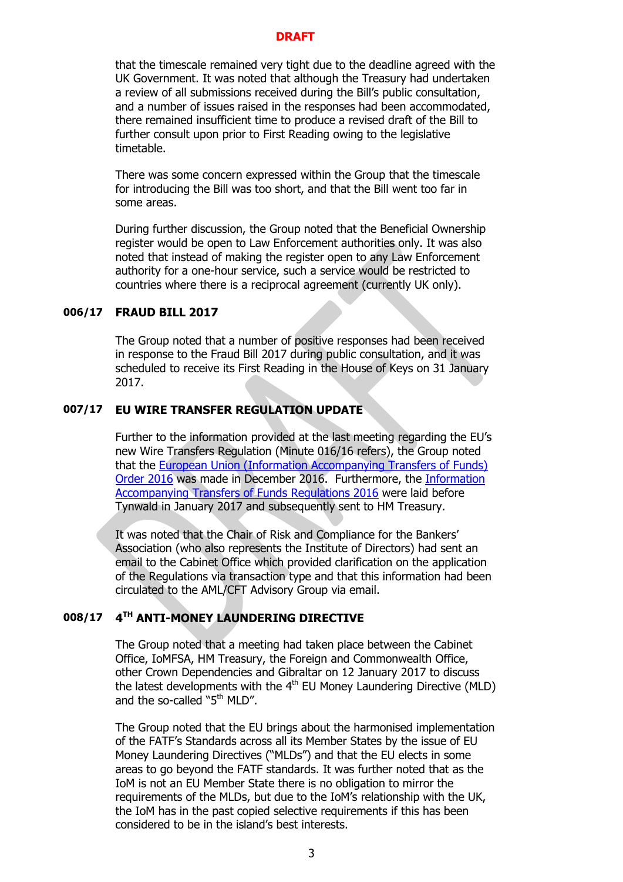DRAFT

that the timescale remained very tight due to the deadline agreed with the UK Government. It was noted that although the Treasury had undertaken a review of all submissions received during the Bill's public consultation, and a number of issues raised in the responses had been accommodated, there remained insufficient time to produce a revised draft of the Bill to further consult upon prior to First Reading owing to the legislative timetable.

There was some concern expressed within the Group that the timescale for introducing the Bill was too short, and that the Bill went too far in some areas.

During further discussion, the Group noted that the Beneficial Ownership register would be open to Law Enforcement authorities only. It was also noted that instead of making the register open to any Law Enforcement authority for a one-hour service, such a service would be restricted to countries where there is a reciprocal agreement (currently UK only).

## 006/17 FRAUD BILL 2017

The Group noted that a number of positive responses had been received in response to the Fraud Bill 2017 during public consultation, and it was scheduled to receive its First Reading in the House of Keys on 31 January 2017.

## 007/17 EU WIRE TRANSFER REGULATION UPDATE

Further to the information provided at the last meeting regarding the EU's new Wire Transfers Regulation (Minute 016/16 refers), the Group noted that the European Union (Information Accompanying Transfers of Funds) Order 2016 was made in December 2016. Furthermore, the Information Accompanying Transfers of Funds Regulations 2016 were laid before Tynwald in January 2017 and subsequently sent to HM Treasury.

It was noted that the Chair of Risk and Compliance for the Bankers' Association (who also represents the Institute of Directors) had sent an email to the Cabinet Office which provided clarification on the application of the Regulations via transaction type and that this information had been circulated to the AML/CFT Advisory Group via email.

## 008/17 4TH ANTI-MONEY LAUNDERING DIRECTIVE

The Group noted that a meeting had taken place between the Cabinet Office, IoMFSA, HM Treasury, the Foreign and Commonwealth Office, other Crown Dependencies and Gibraltar on 12 January 2017 to discuss the latest developments with the 4th EU Money Laundering Directive (MLD) and the so-called "5th MLD".

The Group noted that the EU brings about the harmonised implementation of the FATF's Standards across all its Member States by the issue of EU Money Laundering Directives ("MLDs") and that the EU elects in some areas to go beyond the FATF standards. It was further noted that as the IoM is not an EU Member State there is no obligation to mirror the requirements of the MLDs, but due to the IoM's relationship with the UK, the IoM has in the past copied selective requirements if this has been considered to be in the island's best interests.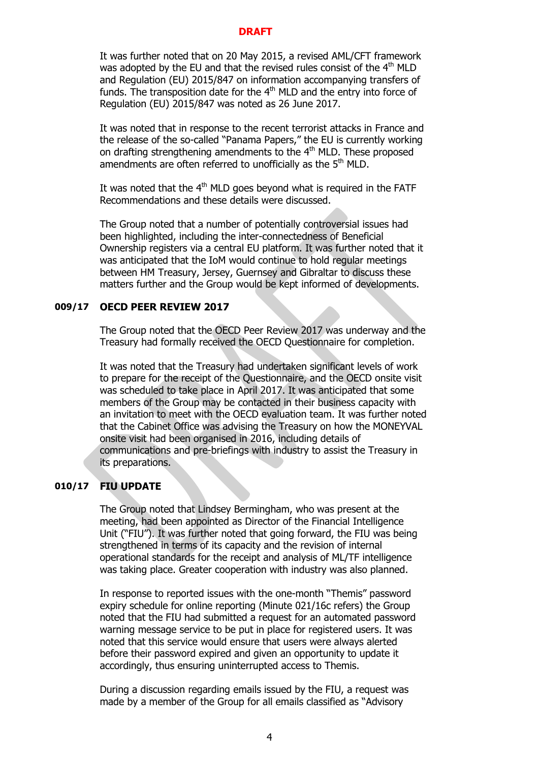**DRAFT**

It was further noted that on 20 May 2015, a revised AML/CFT framework was adopted by the EU and that the revised rules consist of the 4th MLD and Regulation (EU) 2015/847 on information accompanying transfers of funds. The transposition date for the 4th MLD and the entry into force of Regulation (EU) 2015/847 was noted as 26 June 2017.

It was noted that in response to the recent terrorist attacks in France and the release of the so-called "Panama Papers," the EU is currently working on drafting strengthening amendments to the 4th MLD. These proposed amendments are often referred to unofficially as the 5th MLD.

It was noted that the 4th MLD goes beyond what is required in the FATF Recommendations and these details were discussed.

The Group noted that a number of potentially controversial issues had been highlighted, including the inter-connectedness of Beneficial Ownership registers via a central EU platform. It was further noted that it was anticipated that the IoM would continue to hold regular meetings between HM Treasury, Jersey, Guernsey and Gibraltar to discuss these matters further and the Group would be kept informed of developments.

## 009/17 OECD PEER REVIEW 2017

The Group noted that the OECD Peer Review 2017 was underway and the Treasury had formally received the OECD Questionnaire for completion.

It was noted that the Treasury had undertaken significant levels of work to prepare for the receipt of the Questionnaire, and the OECD onsite visit was scheduled to take place in April 2017. It was anticipated that some members of the Group may be contacted in their business capacity with an invitation to meet with the OECD evaluation team. It was further noted that the Cabinet Office was advising the Treasury on how the MONEYVAL onsite visit had been organised in 2016, including details of communications and pre-briefings with industry to assist the Treasury in its preparations.

## 010/17 FIU UPDATE

The Group noted that Lindsey Bermingham, who was present at the meeting, had been appointed as Director of the Financial Intelligence Unit ("FIU"). It was further noted that going forward, the FIU was being strengthened in terms of its capacity and the revision of internal operational standards for the receipt and analysis of ML/TF intelligence was taking place. Greater cooperation with industry was also planned.

In response to reported issues with the one-month "Themis" password expiry schedule for online reporting (Minute 021/16c refers) the Group noted that the FIU had submitted a request for an automated password warning message service to be put in place for registered users. It was noted that this service would ensure that users were always alerted before their password expired and given an opportunity to update it accordingly, thus ensuring uninterrupted access to Themis.

During a discussion regarding emails issued by the FIU, a request was made by a member of the Group for all emails classified as "Advisory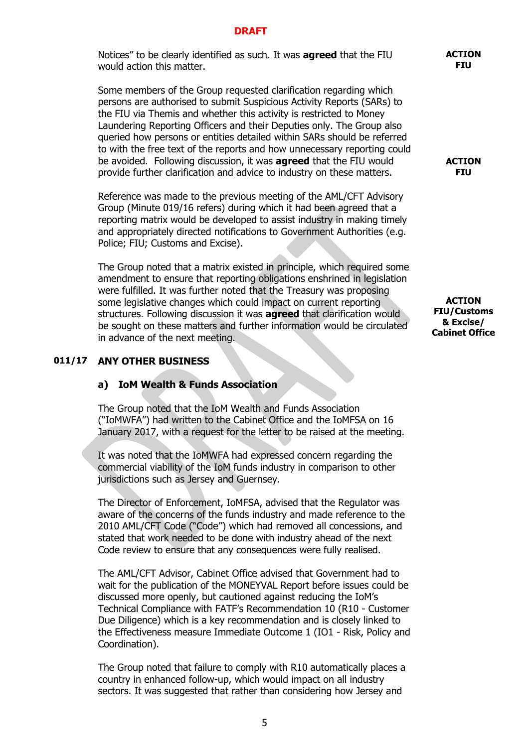**DRAFT**

Notices" to be clearly identified as such. It was **agreed** that the FIU would action this matter.

**ACTION FIU**

Some members of the Group requested clarification regarding which persons are authorised to submit Suspicious Activity Reports (SARs) to the FIU via Themis and whether this activity is restricted to Money Laundering Reporting Officers and their Deputies only. The Group also queried how persons or entities detailed within SARs should be referred to with the free text of the reports and how unnecessary reporting could be avoided. Following discussion, it was **agreed** that the FIU would provide further clarification and advice to industry on these matters.

**ACTION FIU**

Reference was made to the previous meeting of the AML/CFT Advisory Group (Minute 019/16 refers) during which it had been agreed that a reporting matrix would be developed to assist industry in making timely and appropriately directed notifications to Government Authorities (e.g. Police; FIU; Customs and Excise).

The Group noted that a matrix existed in principle, which required some amendment to ensure that reporting obligations enshrined in legislation were fulfilled. It was further noted that the Treasury was proposing some legislative changes which could impact on current reporting structures. Following discussion it was **agreed** that clarification would be sought on these matters and further information would be circulated in advance of the next meeting.

**ACTION FIU/Customs & Excise/ Cabinet Office**

## 011/17 ANY OTHER BUSINESS

### a) IoM Wealth & Funds Association

The Group noted that the IoM Wealth and Funds Association ("IoMWFA") had written to the Cabinet Office and the IoMFSA on 16 January 2017, with a request for the letter to be raised at the meeting.

It was noted that the IoMWFA had expressed concern regarding the commercial viability of the IoM funds industry in comparison to other jurisdictions such as Jersey and Guernsey.

The Director of Enforcement, IoMFSA, advised that the Regulator was aware of the concerns of the funds industry and made reference to the 2010 AML/CFT Code ("Code") which had removed all concessions, and stated that work needed to be done with industry ahead of the next Code review to ensure that any consequences were fully realised.

The AML/CFT Advisor, Cabinet Office advised that Government had to wait for the publication of the MONEYVAL Report before issues could be discussed more openly, but cautioned against reducing the IoM's Technical Compliance with FATF's Recommendation 10 (R10 - Customer Due Diligence) which is a key recommendation and is closely linked to the Effectiveness measure Immediate Outcome 1 (IO1 - Risk, Policy and Coordination).

The Group noted that failure to comply with R10 automatically places a country in enhanced follow-up, which would impact on all industry sectors. It was suggested that rather than considering how Jersey and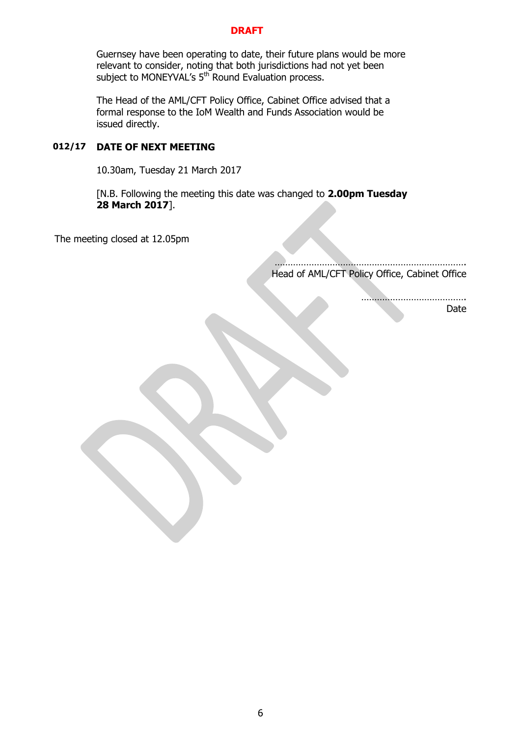**DRAFT**

Guernsey have been operating to date, their future plans would be more relevant to consider, noting that both jurisdictions had not yet been subject to MONEYVAL's 5th Round Evaluation process.

The Head of the AML/CFT Policy Office, Cabinet Office advised that a formal response to the IoM Wealth and Funds Association would be issued directly.

**012/17 DATE OF NEXT MEETING**

10.30am, Tuesday 21 March 2017

[N.B. Following the meeting this date was changed to **2.00pm Tuesday 28 March 2017**].

The meeting closed at 12.05pm

………………………………………………………………….
Head of AML/CFT Policy Office, Cabinet Office

………………………………….
Date